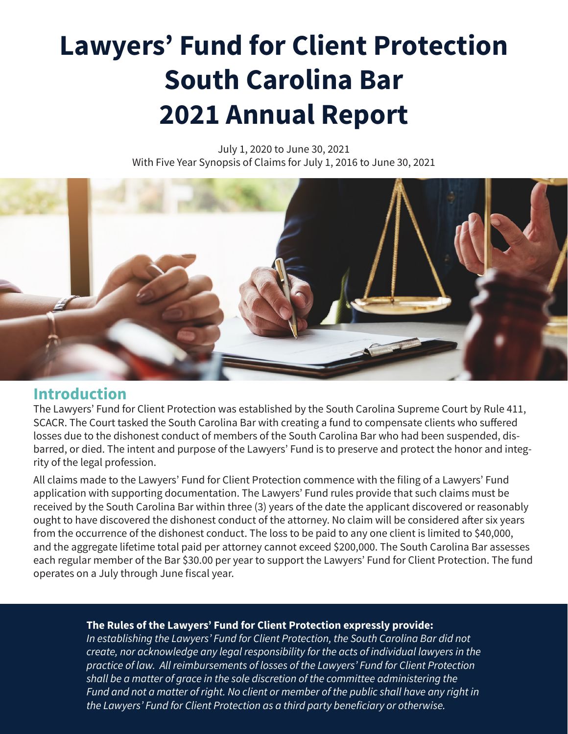# Lawyers' Fund for Client Protection South Carolina Bar 2021 Annual Report

July 1, 2020 to June 30, 2021
With Five Year Synopsis of Claims for July 1, 2016 to June 30, 2021

## Introduction

The Lawyers' Fund for Client Protection was established by the South Carolina Supreme Court by Rule 411, SCACR. The Court tasked the South Carolina Bar with creating a fund to compensate clients who suffered losses due to the dishonest conduct of members of the South Carolina Bar who had been suspended, disbarred, or died. The intent and purpose of the Lawyers' Fund is to preserve and protect the honor and integrity of the legal profession.

All claims made to the Lawyers' Fund for Client Protection commence with the filing of a Lawyers' Fund application with supporting documentation. The Lawyers' Fund rules provide that such claims must be received by the South Carolina Bar within three (3) years of the date the applicant discovered or reasonably ought to have discovered the dishonest conduct of the attorney. No claim will be considered after six years from the occurrence of the dishonest conduct. The loss to be paid to any one client is limited to $40,000, and the aggregate lifetime total paid per attorney cannot exceed $200,000. The South Carolina Bar assesses each regular member of the Bar $30.00 per year to support the Lawyers' Fund for Client Protection. The fund operates on a July through June fiscal year.

**The Rules of the Lawyers' Fund for Client Protection expressly provide:**
*In establishing the Lawyers' Fund for Client Protection, the South Carolina Bar did not create, nor acknowledge any legal responsibility for the acts of individual lawyers in the practice of law. All reimbursements of losses of the Lawyers' Fund for Client Protection shall be a matter of grace in the sole discretion of the committee administering the Fund and not a matter of right. No client or member of the public shall have any right in the Lawyers' Fund for Client Protection as a third party beneficiary or otherwise.*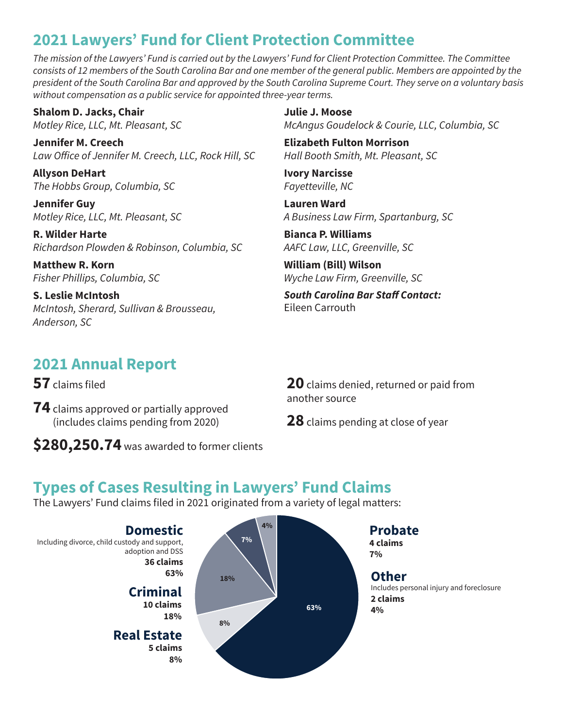## 2021 Lawyers' Fund for Client Protection Committee

*The mission of the Lawyers' Fund is carried out by the Lawyers' Fund for Client Protection Committee. The Committee consists of 12 members of the South Carolina Bar and one member of the general public. Members are appointed by the president of the South Carolina Bar and approved by the South Carolina Supreme Court. They serve on a voluntary basis without compensation as a public service for appointed three-year terms.*

**Shalom D. Jacks, Chair**
*Motley Rice, LLC, Mt. Pleasant, SC*

**Jennifer M. Creech**
*Law Office of Jennifer M. Creech, LLC, Rock Hill, SC*

**Allyson DeHart**
*The Hobbs Group, Columbia, SC*

**Jennifer Guy**
*Motley Rice, LLC, Mt. Pleasant, SC*

**R. Wilder Harte**
*Richardson Plowden & Robinson, Columbia, SC*

**Matthew R. Korn**
*Fisher Phillips, Columbia, SC*

**S. Leslie McIntosh**
*McIntosh, Sherard, Sullivan & Brousseau, Anderson, SC*

**Julie J. Moose**
*McAngus Goudelock & Courie, LLC, Columbia, SC*

**Elizabeth Fulton Morrison**
*Hall Booth Smith, Mt. Pleasant, SC*

**Ivory Narcisse**
*Fayetteville, NC*

**Lauren Ward**
*A Business Law Firm, Spartanburg, SC*

**Bianca P. Williams**
*AAFC Law, LLC, Greenville, SC*

**William (Bill) Wilson**
*Wyche Law Firm, Greenville, SC*

***South Carolina Bar Staff Contact:***
Eileen Carrouth

## 2021 Annual Report

**57** claims filed

**74** claims approved or partially approved (includes claims pending from 2020)

**$280,250.74** was awarded to former clients

**20** claims denied, returned or paid from another source

**28** claims pending at close of year

## Types of Cases Resulting in Lawyers' Fund Claims

The Lawyers' Fund claims filed in 2021 originated from a variety of legal matters:

**Domestic**
Including divorce, child custody and support, adoption and DSS
**36 claims**
**63%**

**Criminal**
**10 claims**
**18%**

**Real Estate**
**5 claims**
**8%**

**Probate**
**4 claims**
**7%**

**Other**
Includes personal injury and foreclosure
**2 claims**
**4%**

63%
18%
8%
7%
4%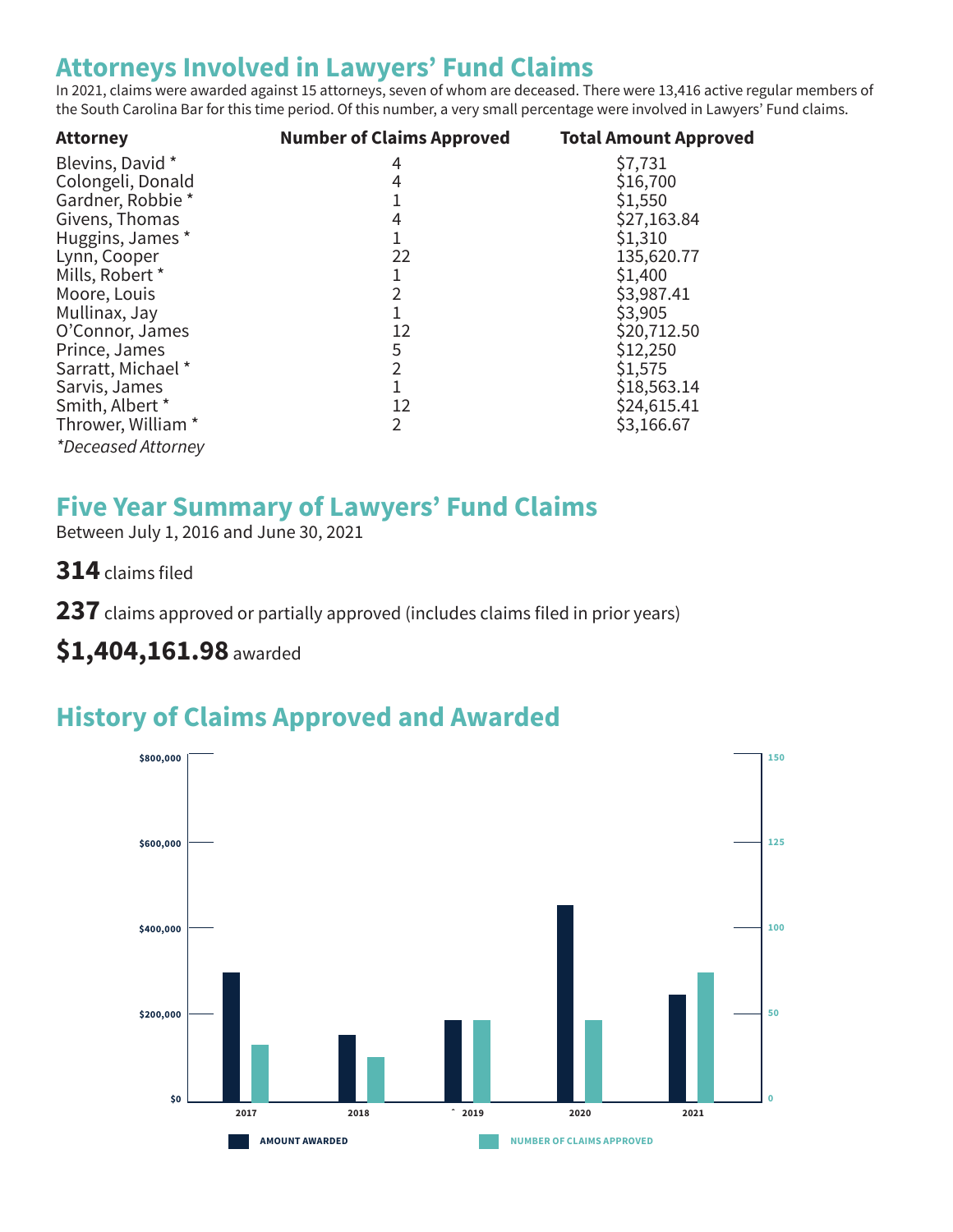## Attorneys Involved in Lawyers' Fund Claims

In 2021, claims were awarded against 15 attorneys, seven of whom are deceased. There were 13,416 active regular members of the South Carolina Bar for this time period. Of this number, a very small percentage were involved in Lawyers' Fund claims.

| Attorney | Number of Claims Approved | Total Amount Approved |
|---|---|---|
| Blevins, David * | 4 | $7,731 |
| Colongeli, Donald | 4 | $16,700 |
| Gardner, Robbie * | 1 | $1,550 |
| Givens, Thomas | 4 | $27,163.84 |
| Huggins, James * | 1 | $1,310 |
| Lynn, Cooper | 22 | 135,620.77 |
| Mills, Robert * | 1 | $1,400 |
| Moore, Louis | 2 | $3,987.41 |
| Mullinax, Jay | 1 | $3,905 |
| O'Connor, James | 12 | $20,712.50 |
| Prince, James | 5 | $12,250 |
| Sarratt, Michael * | 2 | $1,575 |
| Sarvis, James | 1 | $18,563.14 |
| Smith, Albert * | 12 | $24,615.41 |
| Thrower, William * | 2 | $3,166.67 |

*\*Deceased Attorney*

## Five Year Summary of Lawyers' Fund Claims

Between July 1, 2016 and June 30, 2021

**314** claims filed

**237** claims approved or partially approved (includes claims filed in prior years)

**$1,404,161.98** awarded

## History of Claims Approved and Awarded

$800,000
$600,000
$400,000
$200,000
$0

150
125
100
50
0

2017
2018
2019
2020
2021

AMOUNT AWARDED
NUMBER OF CLAIMS APPROVED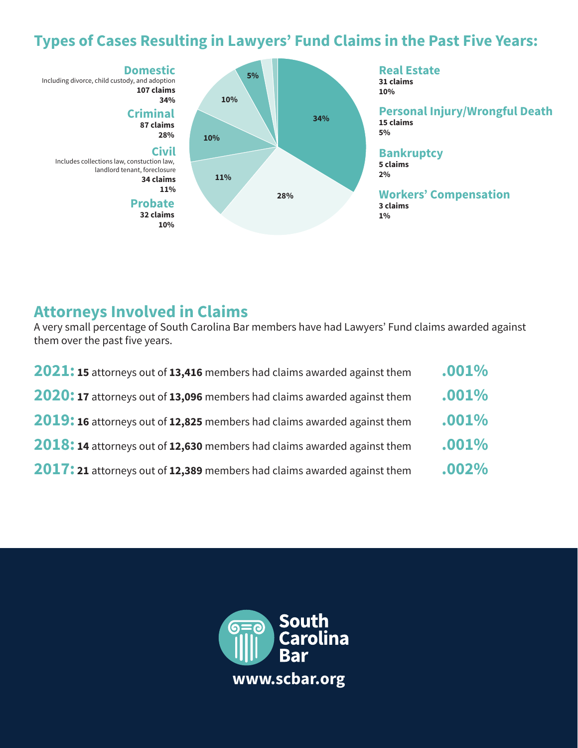## Types of Cases Resulting in Lawyers' Fund Claims in the Past Five Years:

**Domestic**
Including divorce, child custody, and adoption
**107 claims**
**34%**

**Criminal**
**87 claims**
**28%**

**Civil**
Includes collections law, constuction law, landlord tenant, foreclosure
**34 claims**
**11%**

**Probate**
**32 claims**
**10%**

34%
28%
11%
10%
10%
5%

**Real Estate**
**31 claims**
**10%**

**Personal Injury/Wrongful Death**
**15 claims**
**5%**

**Bankruptcy**
**5 claims**
**2%**

**Workers' Compensation**
**3 claims**
**1%**

## Attorneys Involved in Claims

A very small percentage of South Carolina Bar members have had Lawyers' Fund claims awarded against them over the past five years.

**2021:** **15** attorneys out of **13,416** members had claims awarded against them **.001%**

**2020:** **17** attorneys out of **13,096** members had claims awarded against them **.001%**

**2019:** **16** attorneys out of **12,825** members had claims awarded against them **.001%**

**2018:** **14** attorneys out of **12,630** members had claims awarded against them **.001%**

**2017:** **21** attorneys out of **12,389** members had claims awarded against them **.002%**

South Carolina Bar
www.scbar.org